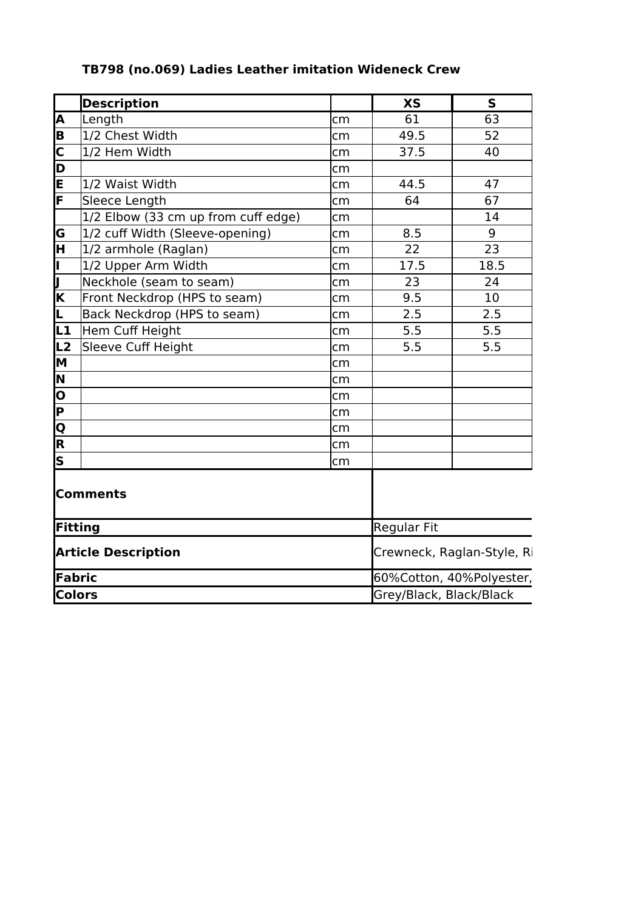# TB798 (no.069) Ladies Leather imitation Wideneck Crew

| | Description | | XS | S |
|---|---|---|---|---|
| A | Length | cm | 61 | 63 |
| B | 1/2 Chest Width | cm | 49.5 | 52 |
| C | 1/2 Hem Width | cm | 37.5 | 40 |
| D | | cm | | |
| E | 1/2 Waist Width | cm | 44.5 | 47 |
| F | Sleece Length | cm | 64 | 67 |
| | 1/2 Elbow (33 cm up from cuff edge) | cm | | 14 |
| G | 1/2 cuff Width (Sleeve-opening) | cm | 8.5 | 9 |
| H | 1/2 armhole (Raglan) | cm | 22 | 23 |
| I | 1/2 Upper Arm Width | cm | 17.5 | 18.5 |
| J | Neckhole (seam to seam) | cm | 23 | 24 |
| K | Front Neckdrop (HPS to seam) | cm | 9.5 | 10 |
| L | Back Neckdrop (HPS to seam) | cm | 2.5 | 2.5 |
| L1 | Hem Cuff Height | cm | 5.5 | 5.5 |
| L2 | Sleeve Cuff Height | cm | 5.5 | 5.5 |
| M | | cm | | |
| N | | cm | | |
| O | | cm | | |
| P | | cm | | |
| Q | | cm | | |
| R | | cm | | |
| S | | cm | | |

| | |
|---|---|
| **Comments** | |
| **Fitting** | Regular Fit |
| **Article Description** | Crewneck, Raglan-Style, Ri |
| **Fabric** | 60%Cotton, 40%Polyester, |
| **Colors** | Grey/Black, Black/Black |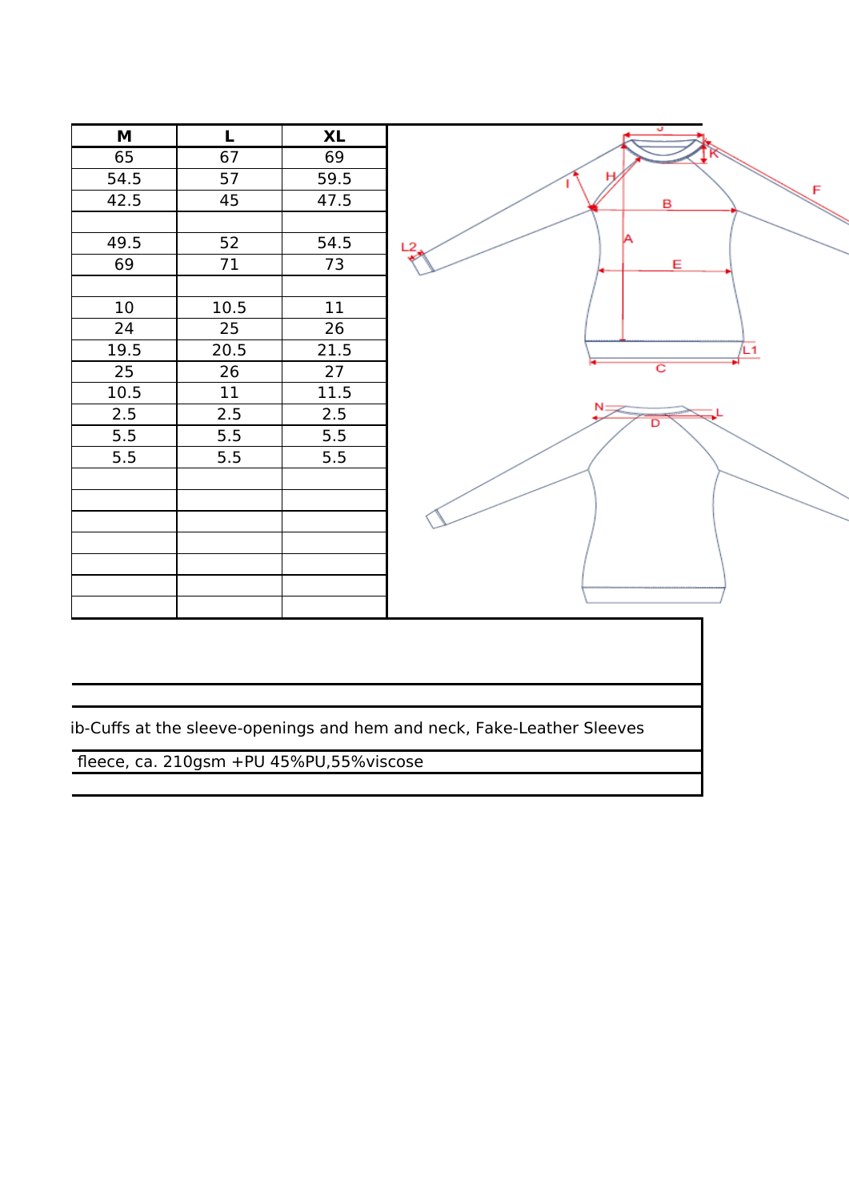| M | L | XL |
|---|---|---|
| 65 | 67 | 69 |
| 54.5 | 57 | 59.5 |
| 42.5 | 45 | 47.5 |
| | | |
| 49.5 | 52 | 54.5 |
| 69 | 71 | 73 |
| | | |
| 10 | 10.5 | 11 |
| 24 | 25 | 26 |
| 19.5 | 20.5 | 21.5 |
| 25 | 26 | 27 |
| 10.5 | 11 | 11.5 |
| 2.5 | 2.5 | 2.5 |
| 5.5 | 5.5 | 5.5 |
| 5.5 | 5.5 | 5.5 |
| | | |
| | | |
| | | |
| | | |
| | | |
| | | |
| | | |

ib-Cuffs at the sleeve-openings and hem and neck, Fake-Leather Sleeves

fleece, ca. 210gsm +PU 45%PU,55%viscose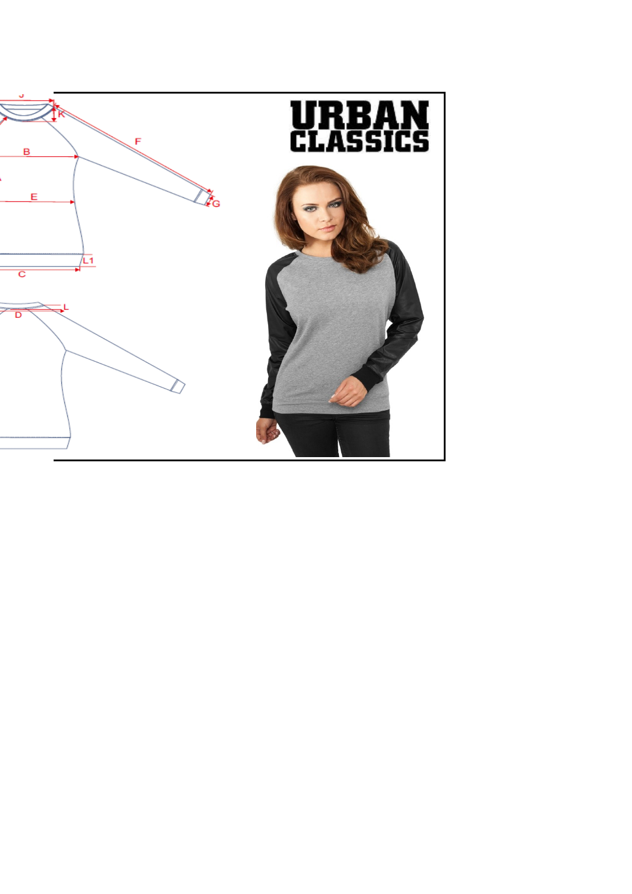J

K

F

B

A

E

G

L1

C

L

D

URBAN
CLASSICS